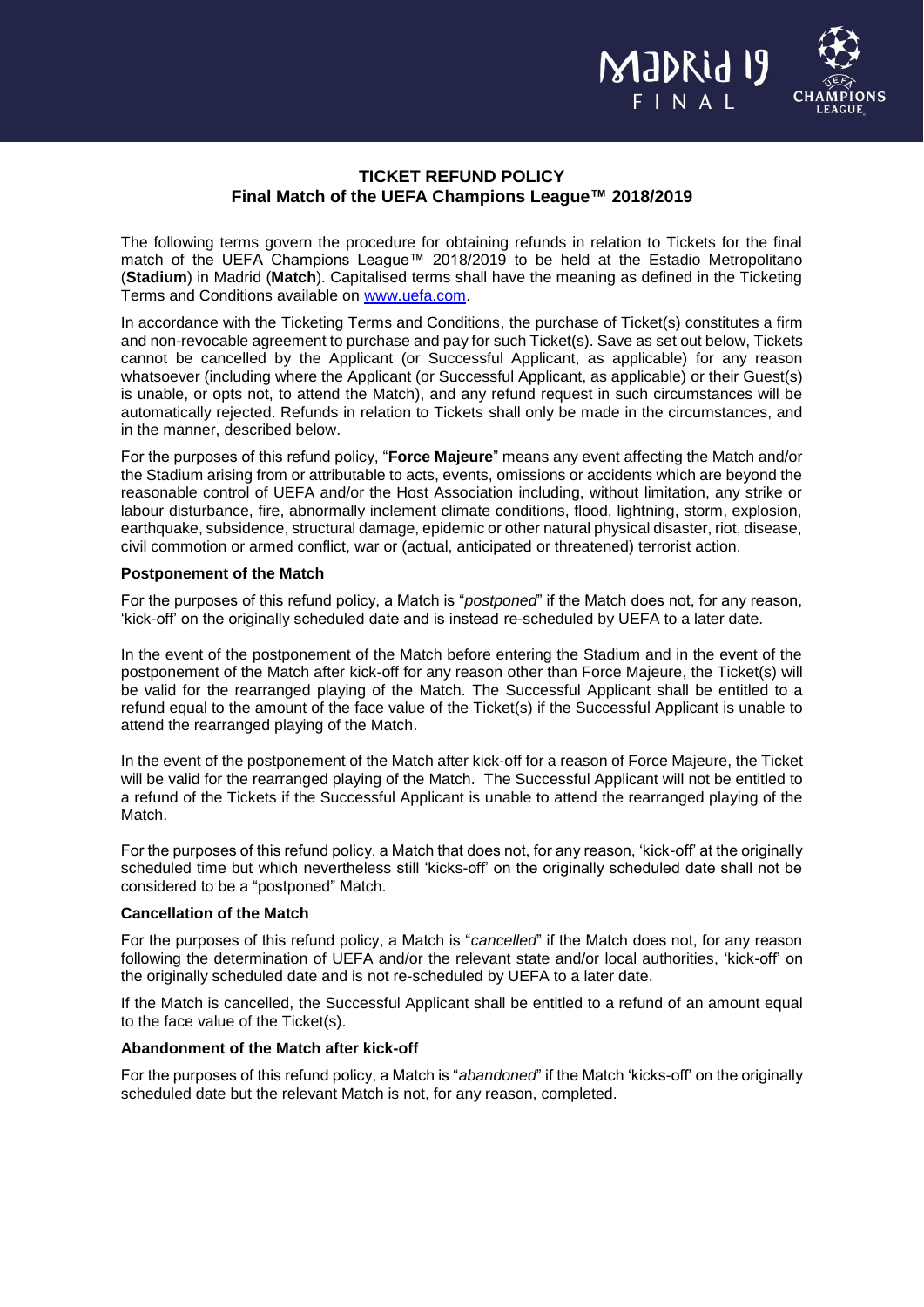# TICKET REFUND POLICY
## Final Match of the UEFA Champions League™ 2018/2019

The following terms govern the procedure for obtaining refunds in relation to Tickets for the final match of the UEFA Champions League™ 2018/2019 to be held at the Estadio Metropolitano (**Stadium**) in Madrid (**Match**). Capitalised terms shall have the meaning as defined in the Ticketing Terms and Conditions available on [www.uefa.com](www.uefa.com).

In accordance with the Ticketing Terms and Conditions, the purchase of Ticket(s) constitutes a firm and non-revocable agreement to purchase and pay for such Ticket(s). Save as set out below, Tickets cannot be cancelled by the Applicant (or Successful Applicant, as applicable) for any reason whatsoever (including where the Applicant (or Successful Applicant, as applicable) or their Guest(s) is unable, or opts not, to attend the Match), and any refund request in such circumstances will be automatically rejected. Refunds in relation to Tickets shall only be made in the circumstances, and in the manner, described below.

For the purposes of this refund policy, "**Force Majeure**" means any event affecting the Match and/or the Stadium arising from or attributable to acts, events, omissions or accidents which are beyond the reasonable control of UEFA and/or the Host Association including, without limitation, any strike or labour disturbance, fire, abnormally inclement climate conditions, flood, lightning, storm, explosion, earthquake, subsidence, structural damage, epidemic or other natural physical disaster, riot, disease, civil commotion or armed conflict, war or (actual, anticipated or threatened) terrorist action.

**Postponement of the Match**

For the purposes of this refund policy, a Match is "*postponed*" if the Match does not, for any reason, 'kick-off' on the originally scheduled date and is instead re-scheduled by UEFA to a later date.

In the event of the postponement of the Match before entering the Stadium and in the event of the postponement of the Match after kick-off for any reason other than Force Majeure, the Ticket(s) will be valid for the rearranged playing of the Match. The Successful Applicant shall be entitled to a refund equal to the amount of the face value of the Ticket(s) if the Successful Applicant is unable to attend the rearranged playing of the Match.

In the event of the postponement of the Match after kick-off for a reason of Force Majeure, the Ticket will be valid for the rearranged playing of the Match. The Successful Applicant will not be entitled to a refund of the Tickets if the Successful Applicant is unable to attend the rearranged playing of the Match.

For the purposes of this refund policy, a Match that does not, for any reason, 'kick-off' at the originally scheduled time but which nevertheless still 'kicks-off' on the originally scheduled date shall not be considered to be a "postponed" Match.

**Cancellation of the Match**

For the purposes of this refund policy, a Match is "*cancelled*" if the Match does not, for any reason following the determination of UEFA and/or the relevant state and/or local authorities, 'kick-off' on the originally scheduled date and is not re-scheduled by UEFA to a later date.

If the Match is cancelled, the Successful Applicant shall be entitled to a refund of an amount equal to the face value of the Ticket(s).

**Abandonment of the Match after kick-off**

For the purposes of this refund policy, a Match is "*abandoned*" if the Match 'kicks-off' on the originally scheduled date but the relevant Match is not, for any reason, completed.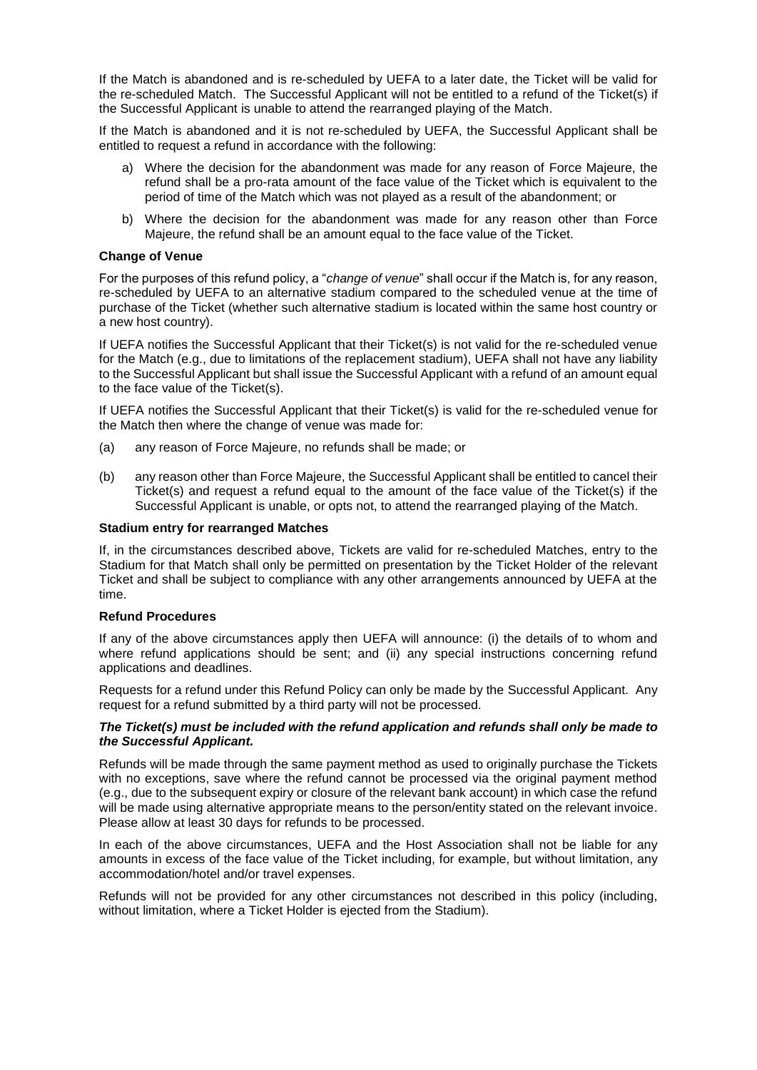If the Match is abandoned and is re-scheduled by UEFA to a later date, the Ticket will be valid for the re-scheduled Match. The Successful Applicant will not be entitled to a refund of the Ticket(s) if the Successful Applicant is unable to attend the rearranged playing of the Match.

If the Match is abandoned and it is not re-scheduled by UEFA, the Successful Applicant shall be entitled to request a refund in accordance with the following:

a) Where the decision for the abandonment was made for any reason of Force Majeure, the refund shall be a pro-rata amount of the face value of the Ticket which is equivalent to the period of time of the Match which was not played as a result of the abandonment; or

b) Where the decision for the abandonment was made for any reason other than Force Majeure, the refund shall be an amount equal to the face value of the Ticket.

**Change of Venue**

For the purposes of this refund policy, a "*change of venue*" shall occur if the Match is, for any reason, re-scheduled by UEFA to an alternative stadium compared to the scheduled venue at the time of purchase of the Ticket (whether such alternative stadium is located within the same host country or a new host country).

If UEFA notifies the Successful Applicant that their Ticket(s) is not valid for the re-scheduled venue for the Match (e.g., due to limitations of the replacement stadium), UEFA shall not have any liability to the Successful Applicant but shall issue the Successful Applicant with a refund of an amount equal to the face value of the Ticket(s).

If UEFA notifies the Successful Applicant that their Ticket(s) is valid for the re-scheduled venue for the Match then where the change of venue was made for:

(a) any reason of Force Majeure, no refunds shall be made; or

(b) any reason other than Force Majeure, the Successful Applicant shall be entitled to cancel their Ticket(s) and request a refund equal to the amount of the face value of the Ticket(s) if the Successful Applicant is unable, or opts not, to attend the rearranged playing of the Match.

**Stadium entry for rearranged Matches**

If, in the circumstances described above, Tickets are valid for re-scheduled Matches, entry to the Stadium for that Match shall only be permitted on presentation by the Ticket Holder of the relevant Ticket and shall be subject to compliance with any other arrangements announced by UEFA at the time.

**Refund Procedures**

If any of the above circumstances apply then UEFA will announce: (i) the details of to whom and where refund applications should be sent; and (ii) any special instructions concerning refund applications and deadlines.

Requests for a refund under this Refund Policy can only be made by the Successful Applicant. Any request for a refund submitted by a third party will not be processed.

***The Ticket(s) must be included with the refund application and refunds shall only be made to the Successful Applicant.***

Refunds will be made through the same payment method as used to originally purchase the Tickets with no exceptions, save where the refund cannot be processed via the original payment method (e.g., due to the subsequent expiry or closure of the relevant bank account) in which case the refund will be made using alternative appropriate means to the person/entity stated on the relevant invoice. Please allow at least 30 days for refunds to be processed.

In each of the above circumstances, UEFA and the Host Association shall not be liable for any amounts in excess of the face value of the Ticket including, for example, but without limitation, any accommodation/hotel and/or travel expenses.

Refunds will not be provided for any other circumstances not described in this policy (including, without limitation, where a Ticket Holder is ejected from the Stadium).